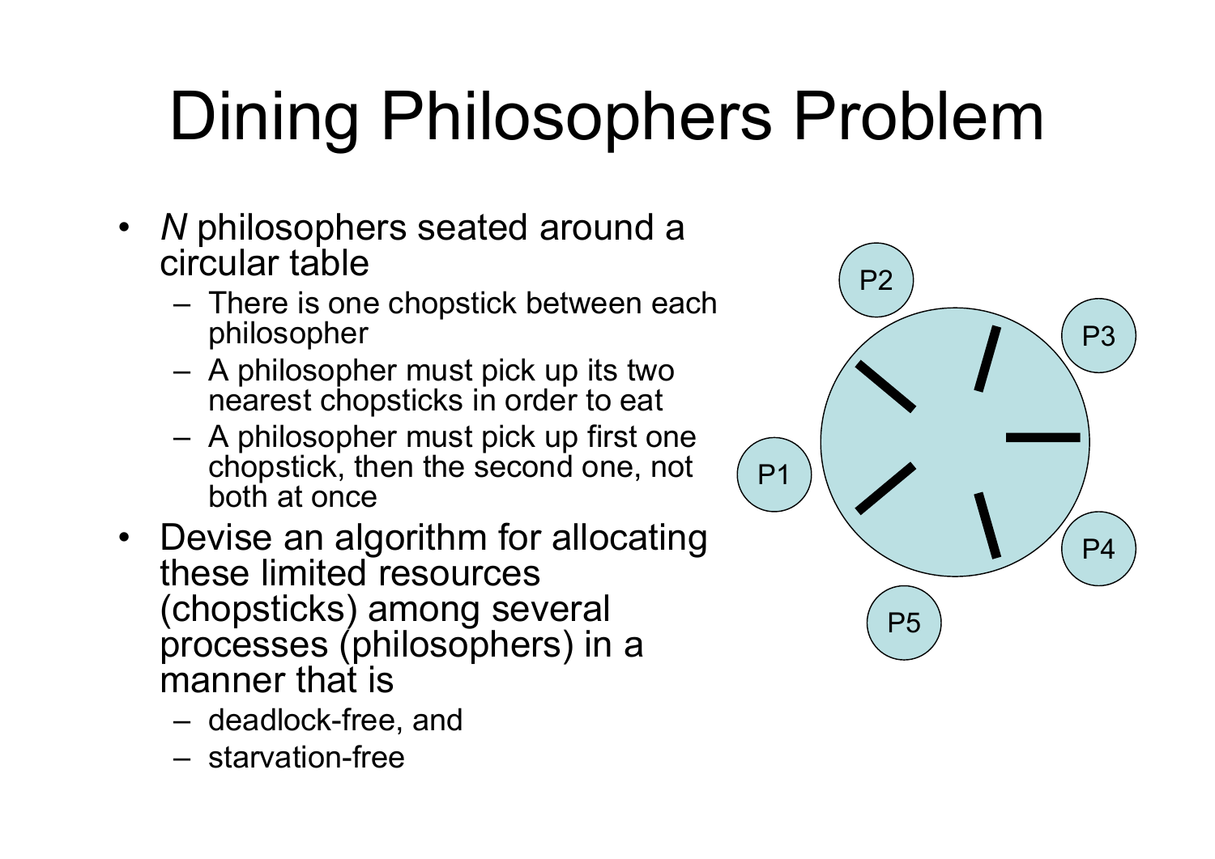# Dining Philosophers Problem

- *N* philosophers seated around a circular table
  - There is one chopstick between each philosopher
  - A philosopher must pick up its two nearest chopsticks in order to eat
  - A philosopher must pick up first one chopstick, then the second one, not both at once
- Devise an algorithm for allocating these limited resources (chopsticks) among several processes (philosophers) in a manner that is
  - deadlock-free, and
  - starvation-free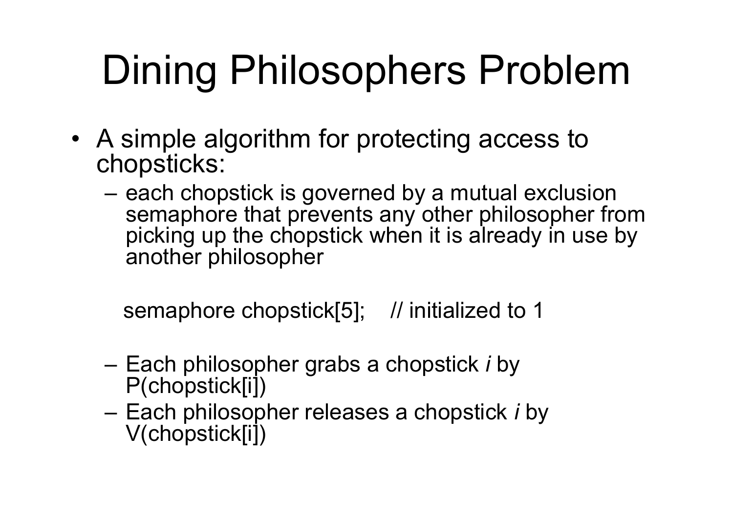# Dining Philosophers Problem

- A simple algorithm for protecting access to chopsticks:
  - each chopstick is governed by a mutual exclusion semaphore that prevents any other philosopher from picking up the chopstick when it is already in use by another philosopher

```
semaphore chopstick[5];    // initialized to 1
```

  - Each philosopher grabs a chopstick *i* by P(chopstick[i])
  - Each philosopher releases a chopstick *i* by V(chopstick[i])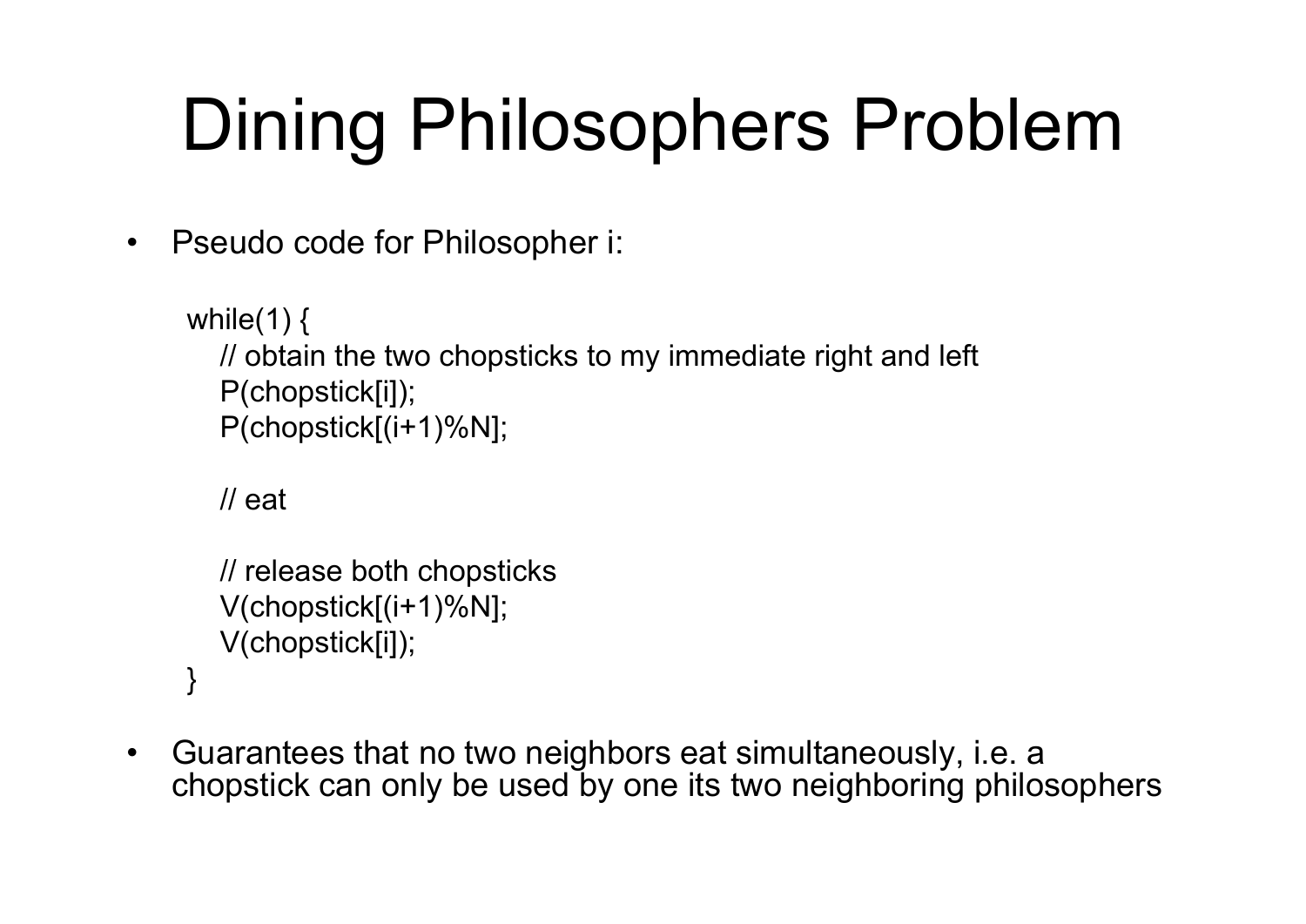# Dining Philosophers Problem

- Pseudo code for Philosopher i:

```
while(1) {
    // obtain the two chopsticks to my immediate right and left
    P(chopstick[i]);
    P(chopstick[(i+1)%N];

    // eat

    // release both chopsticks
    V(chopstick[(i+1)%N];
    V(chopstick[i]);
}
```

- Guarantees that no two neighbors eat simultaneously, i.e. a chopstick can only be used by one its two neighboring philosophers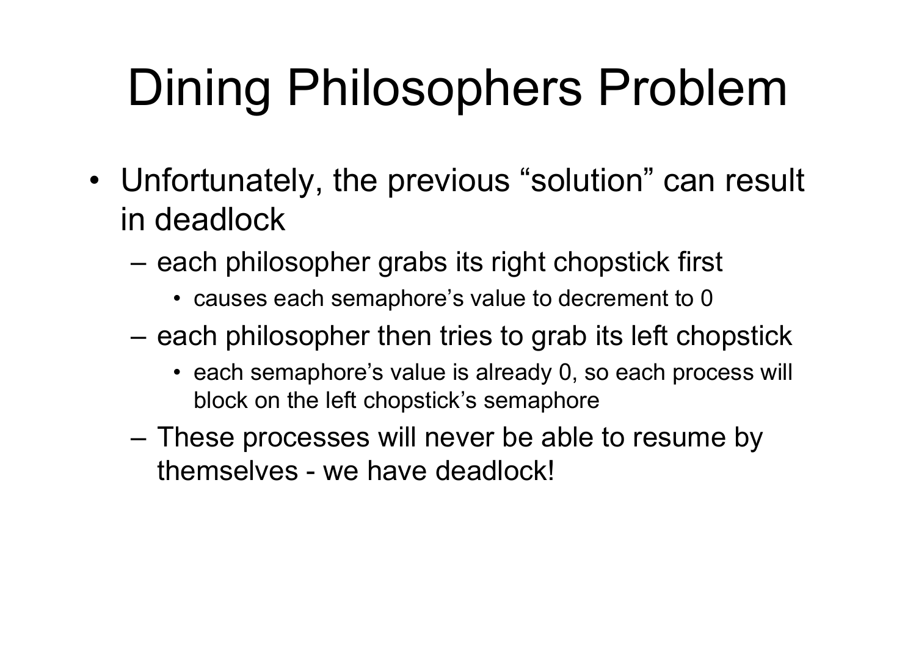# Dining Philosophers Problem

- Unfortunately, the previous “solution” can result in deadlock
  - each philosopher grabs its right chopstick first
    - causes each semaphore’s value to decrement to 0
  - each philosopher then tries to grab its left chopstick
    - each semaphore’s value is already 0, so each process will block on the left chopstick’s semaphore
  - These processes will never be able to resume by themselves - we have deadlock!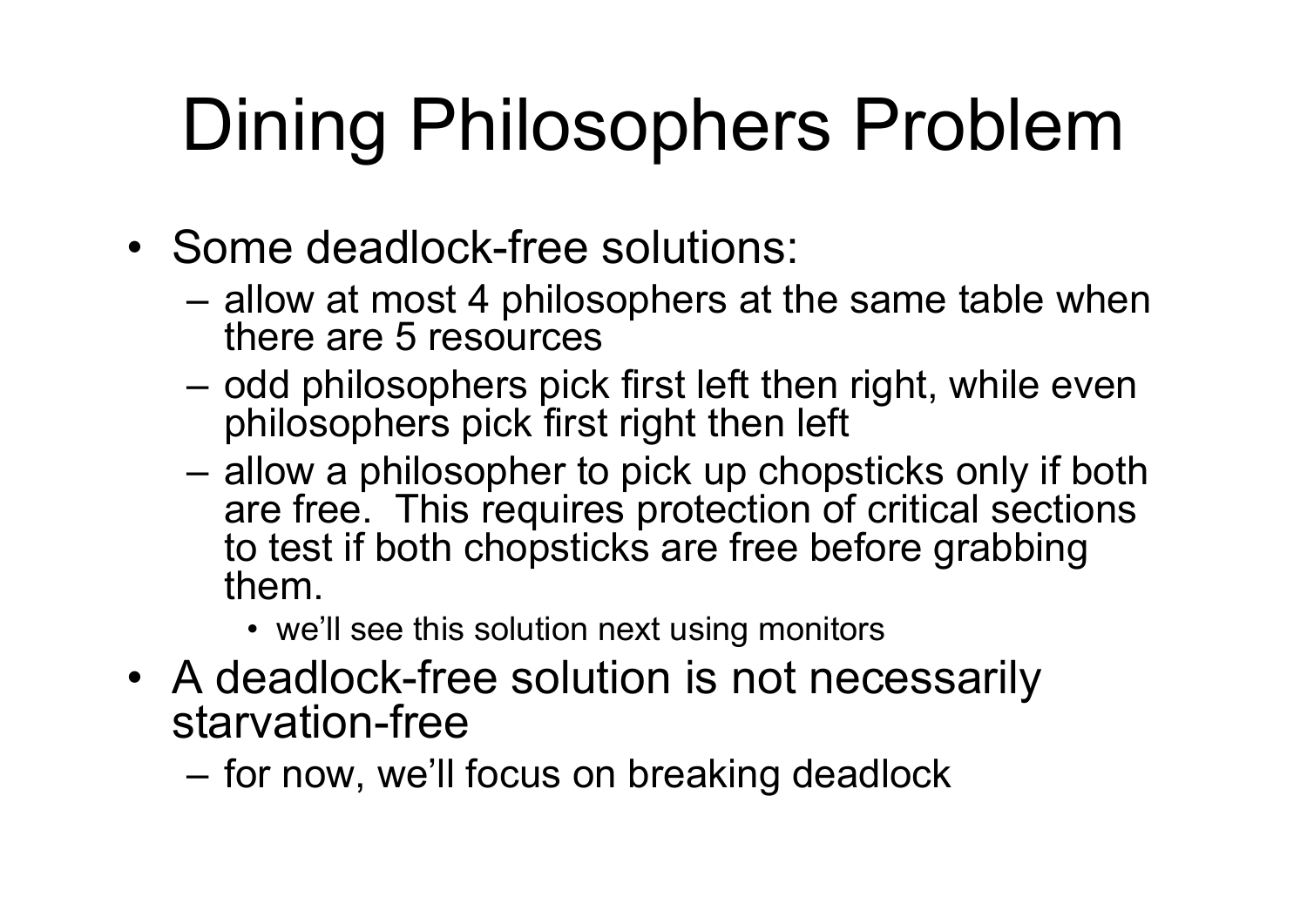# Dining Philosophers Problem

- Some deadlock-free solutions:
  - allow at most 4 philosophers at the same table when there are 5 resources
  - odd philosophers pick first left then right, while even philosophers pick first right then left
  - allow a philosopher to pick up chopsticks only if both are free. This requires protection of critical sections to test if both chopsticks are free before grabbing them.
    - we'll see this solution next using monitors
- A deadlock-free solution is not necessarily starvation-free
  - for now, we'll focus on breaking deadlock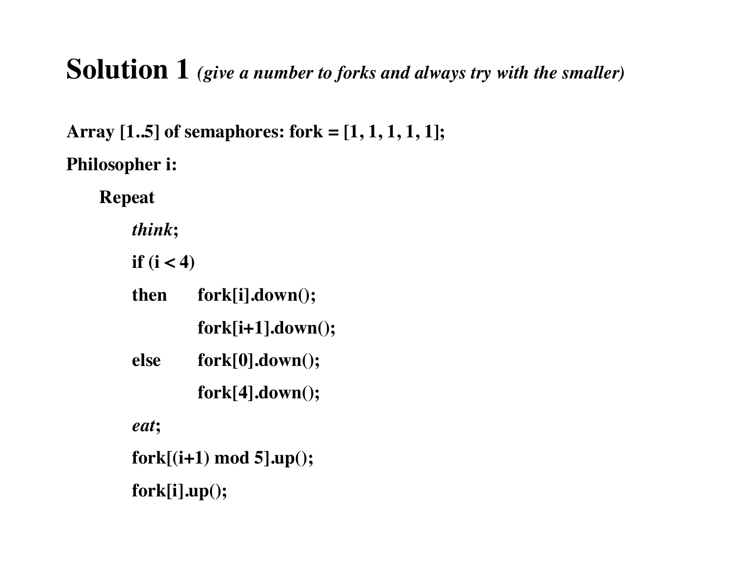# Solution 1 *(give a number to forks and always try with the smaller)*

**Array [1..5] of semaphores: fork = [1, 1, 1, 1, 1];**

**Philosopher i:**

```
Repeat
    think;
    if (i < 4)
    then    fork[i].down();
            fork[i+1].down();
    else    fork[0].down();
            fork[4].down();
    eat;
    fork[(i+1) mod 5].up();
    fork[i].up();
```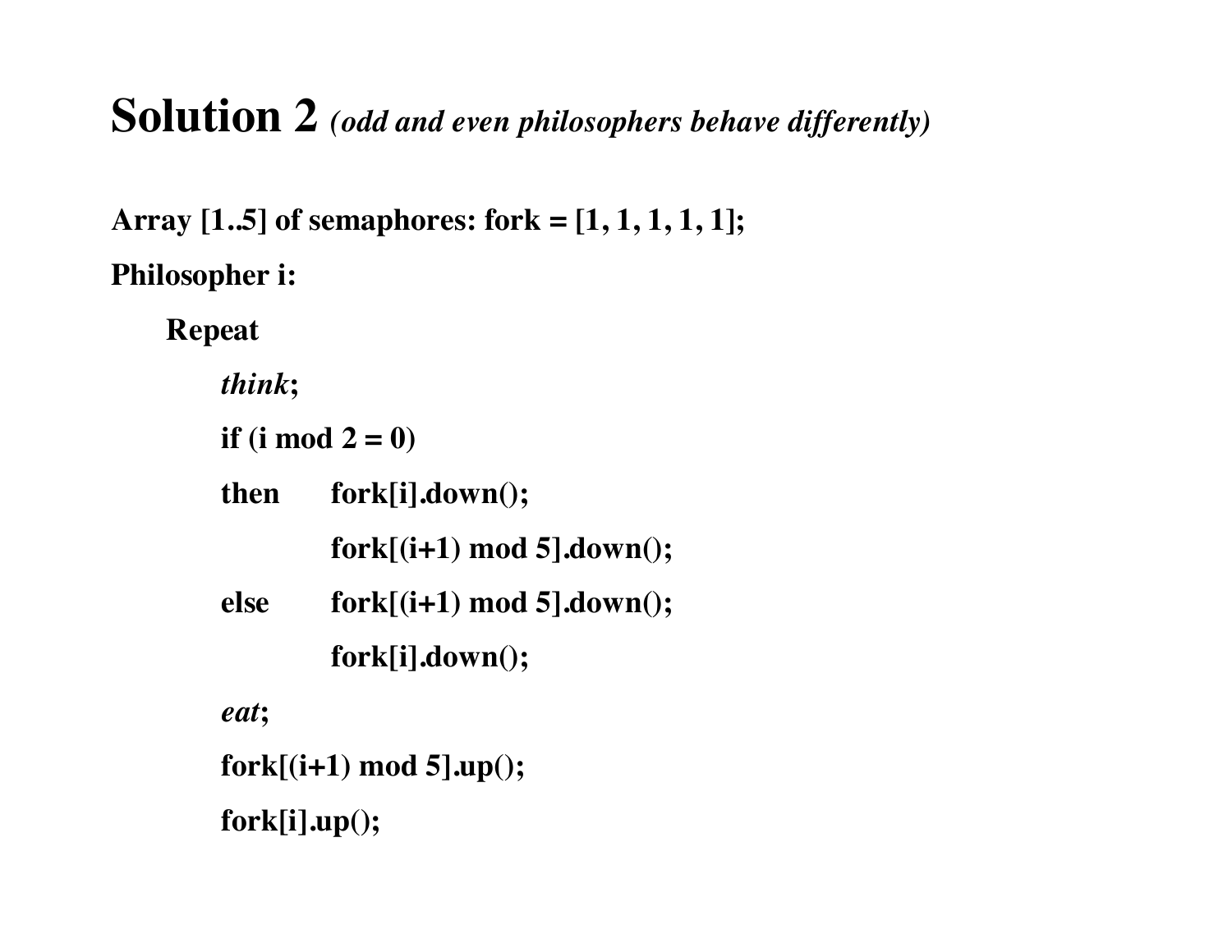# Solution 2 *(odd and even philosophers behave differently)*

```
Array [1..5] of semaphores: fork = [1, 1, 1, 1, 1];
Philosopher i:
    Repeat
        think;
        if (i mod 2 = 0)
        then    fork[i].down();
                fork[(i+1) mod 5].down();
        else    fork[(i+1) mod 5].down();
                fork[i].down();
        eat;
        fork[(i+1) mod 5].up();
        fork[i].up();
```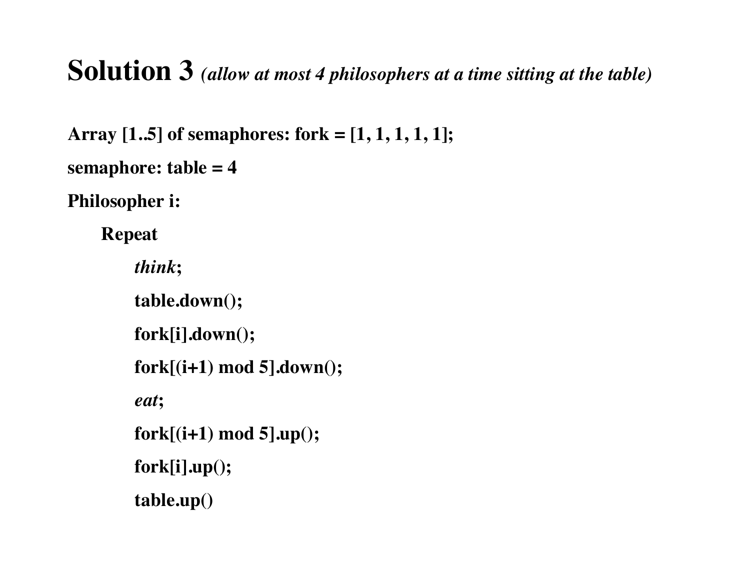# Solution 3 *(allow at most 4 philosophers at a time sitting at the table)*

```
Array [1..5] of semaphores: fork = [1, 1, 1, 1, 1];
semaphore: table = 4
Philosopher i:
    Repeat
        think;
        table.down();
        fork[i].down();
        fork[(i+1) mod 5].down();
        eat;
        fork[(i+1) mod 5].up();
        fork[i].up();
        table.up()
```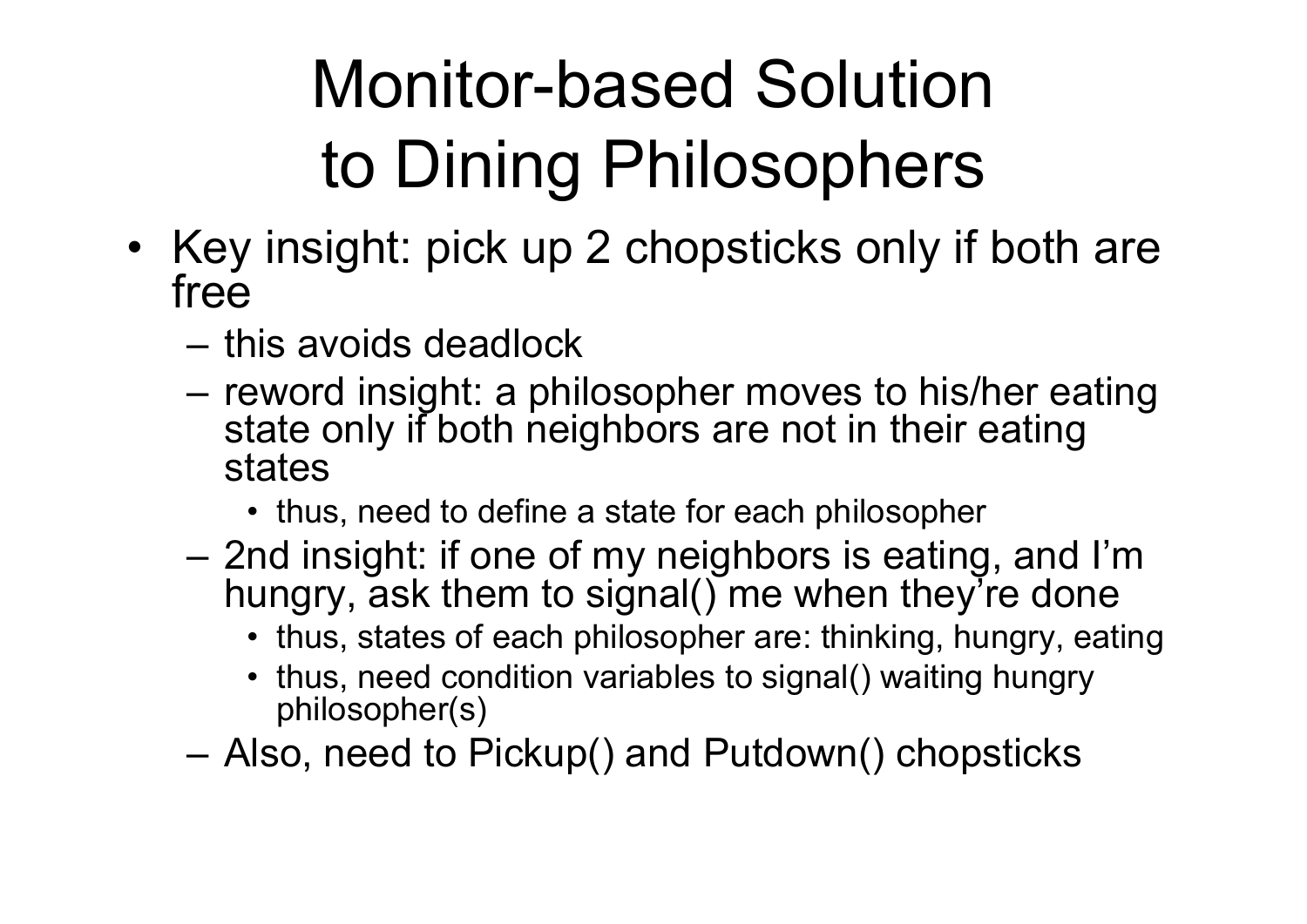# Monitor-based Solution to Dining Philosophers

- Key insight: pick up 2 chopsticks only if both are free
  - this avoids deadlock
  - reword insight: a philosopher moves to his/her eating state only if both neighbors are not in their eating states
    - thus, need to define a state for each philosopher
  - 2nd insight: if one of my neighbors is eating, and I'm hungry, ask them to signal() me when they're done
    - thus, states of each philosopher are: thinking, hungry, eating
    - thus, need condition variables to signal() waiting hungry philosopher(s)
  - Also, need to Pickup() and Putdown() chopsticks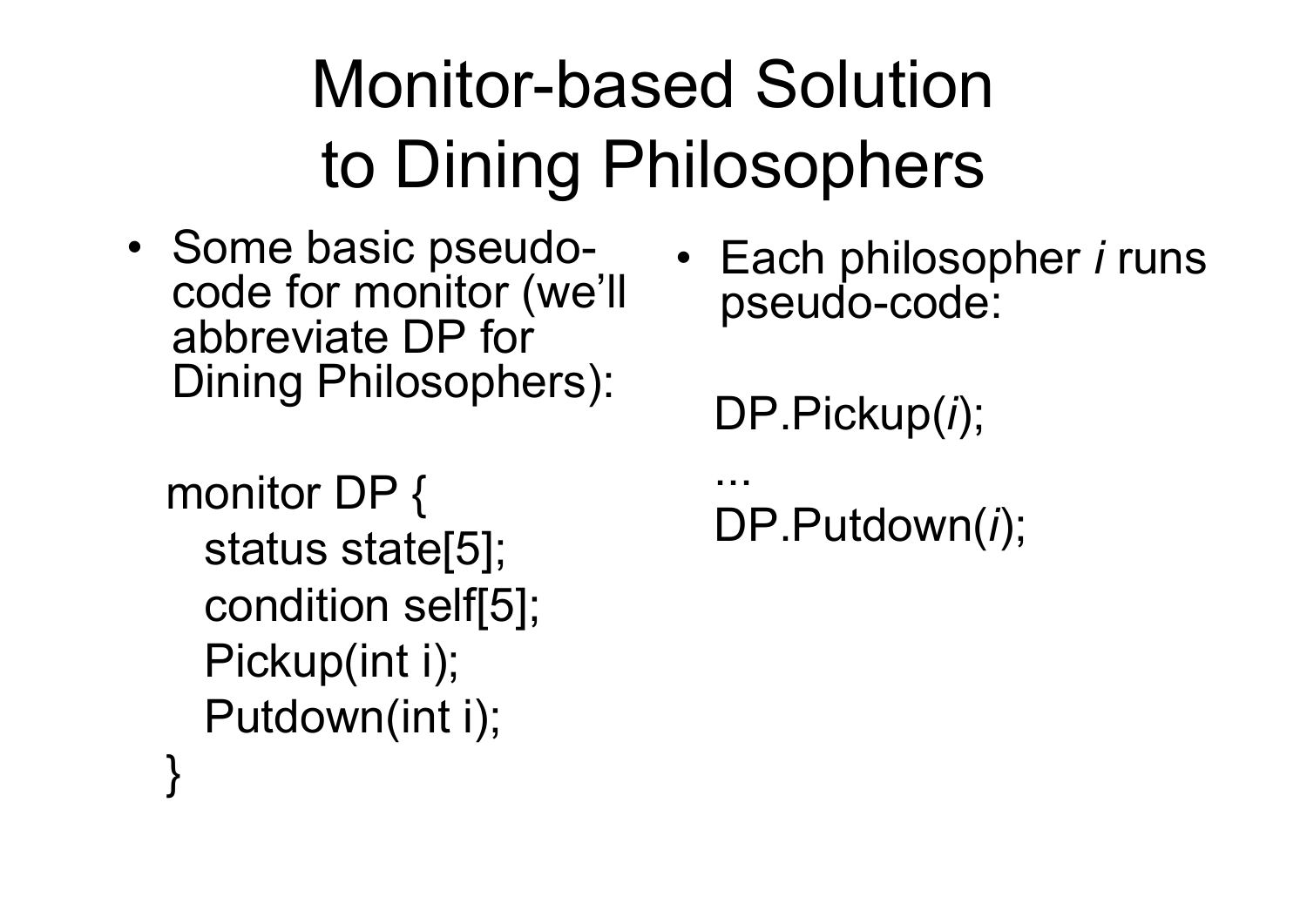# Monitor-based Solution to Dining Philosophers

- Some basic pseudo-code for monitor (we'll abbreviate DP for Dining Philosophers):

```
monitor DP {
  status state[5];
  condition self[5];
  Pickup(int i);
  Putdown(int i);
}
```

- Each philosopher *i* runs pseudo-code:

```
DP.Pickup(i);
…
DP.Putdown(i);
```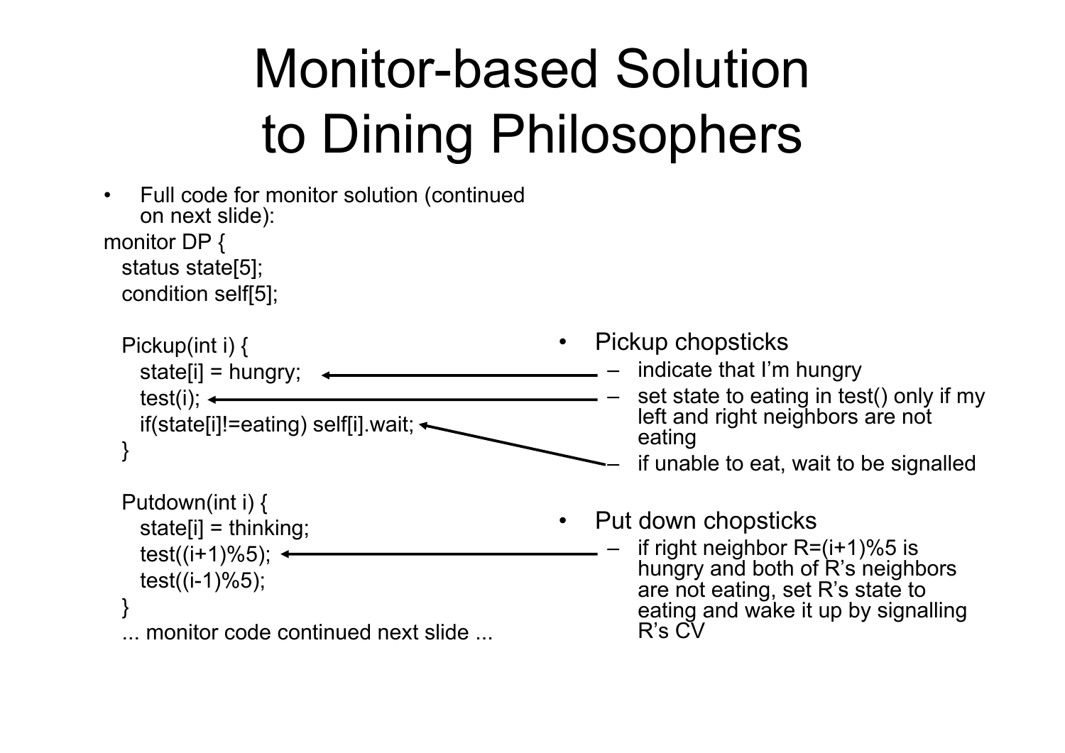# Monitor-based Solution to Dining Philosophers

- Full code for monitor solution (continued on next slide):

```
monitor DP {
  status state[5];
  condition self[5];

  Pickup(int i) {
    state[i] = hungry;
    test(i);
    if(state[i]!=eating) self[i].wait;
  }

  Putdown(int i) {
    state[i] = thinking;
    test((i+1)%5);
    test((i-1)%5);
  }
  ... monitor code continued next slide ...
```

- Pickup chopsticks
  - indicate that I'm hungry
  - set state to eating in test() only if my left and right neighbors are not eating
  - if unable to eat, wait to be signalled
- Put down chopsticks
  - if right neighbor R=(i+1)%5 is hungry and both of R's neighbors are not eating, set R's state to eating and wake it up by signalling R's CV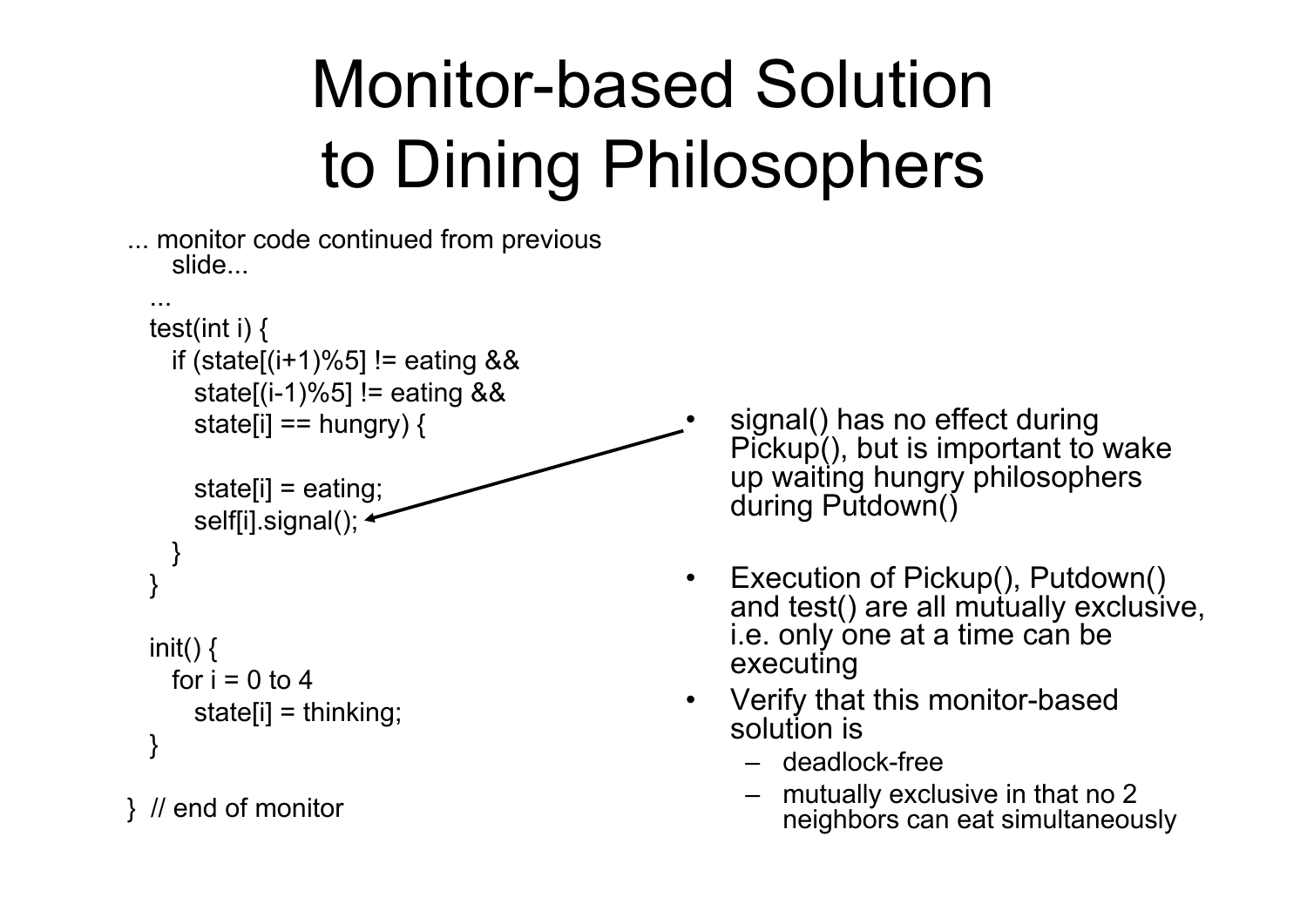# Monitor-based Solution to Dining Philosophers

```
... monitor code continued from previous
    slide...

  ...
  test(int i) {
    if (state[(i+1)%5] != eating &&
       state[(i-1)%5] != eating &&
       state[i] == hungry) {

       state[i] = eating;
       self[i].signal();
    }
  }

  init() {
    for i = 0 to 4
       state[i] = thinking;
  }

}  // end of monitor
```

- signal() has no effect during Pickup(), but is important to wake up waiting hungry philosophers during Putdown()
- Execution of Pickup(), Putdown() and test() are all mutually exclusive, i.e. only one at a time can be executing
- Verify that this monitor-based solution is
  - deadlock-free
  - mutually exclusive in that no 2 neighbors can eat simultaneously